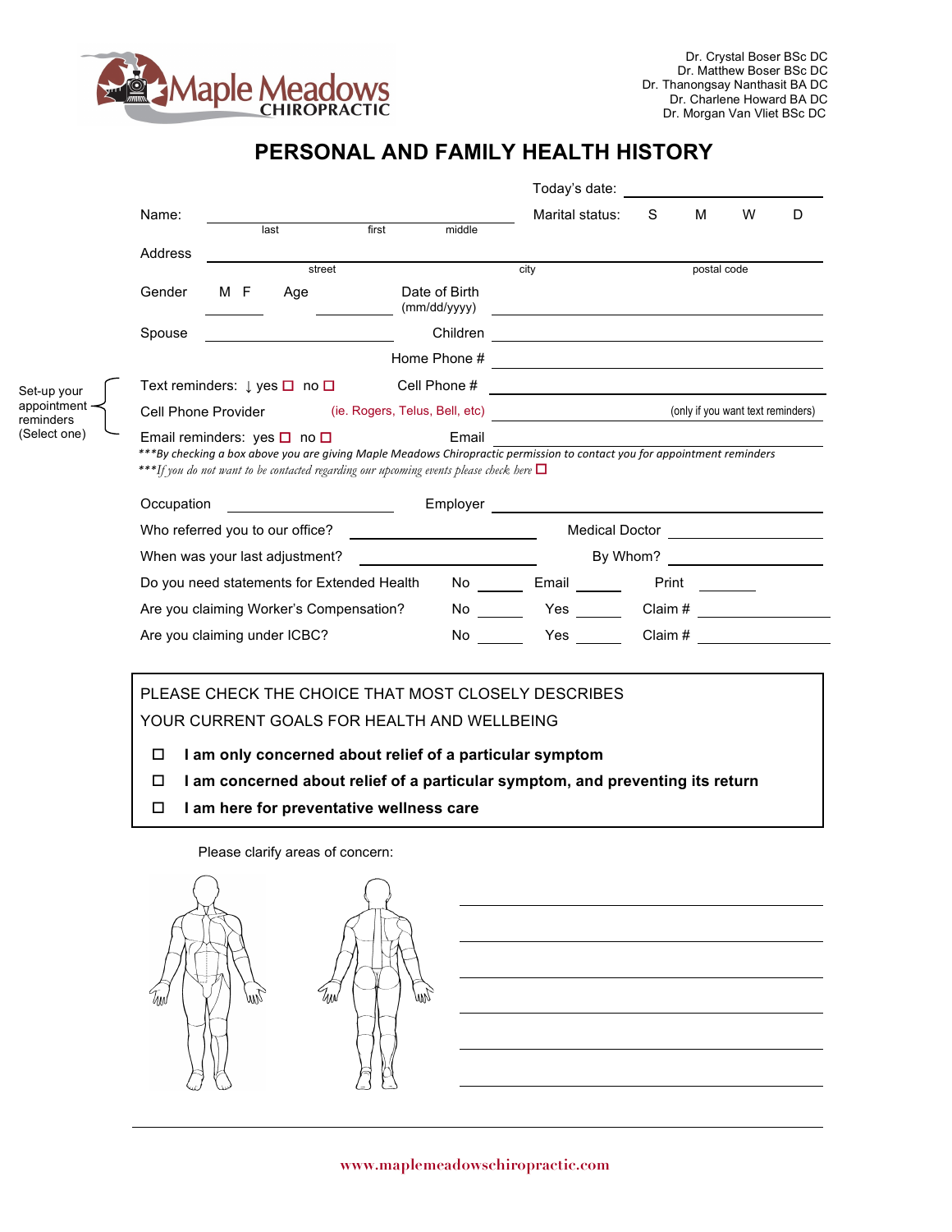Maple Meadows CHIROPRACTIC

Dr. Crystal Boser BSc DC
Dr. Matthew Boser BSc DC
Dr. Thanongsay Nanthasit BA DC
Dr. Charlene Howard BA DC
Dr. Morgan Van Vliet BSc DC

# PERSONAL AND FAMILY HEALTH HISTORY

Today's date: ______________________

Name: ______________________________ (last / first / middle) Marital status: S M W D

Address ______________________________________________ (street / city / postal code)

Gender M F ______ Age ______ Date of Birth (mm/dd/yyyy) ______________________

Spouse ______________________ Children ______________________

Home Phone # ______________________

Set-up your appointment reminders (Select one):

Text reminders: ↓ yes ☐ no ☐ Cell Phone # ______________________

Cell Phone Provider (ie. Rogers, Telus, Bell, etc) ______________________ (only if you want text reminders)

Email reminders: yes ☐ no ☐ Email ______________________

****By checking a box above you are giving Maple Meadows Chiropractic permission to contact you for appointment reminders*

****If you do not want to be contacted regarding our upcoming events please check here* ☐

Occupation ______________________ Employer ______________________

Who referred you to our office? ______________________ Medical Doctor ______________________

When was your last adjustment? ______________________ By Whom? ______________________

Do you need statements for Extended Health No ______ Email ______ Print ______

Are you claiming Worker's Compensation? No ______ Yes ______ Claim # ______________

Are you claiming under ICBC? No ______ Yes ______ Claim # ______________

PLEASE CHECK THE CHOICE THAT MOST CLOSELY DESCRIBES YOUR CURRENT GOALS FOR HEALTH AND WELLBEING

- ☐ **I am only concerned about relief of a particular symptom**
- ☐ **I am concerned about relief of a particular symptom, and preventing its return**
- ☐ **I am here for preventative wellness care**

Please clarify areas of concern:

______________________________________________

______________________________________________

______________________________________________

______________________________________________

______________________________________________

______________________________________________

www.maplemeadowschiropractic.com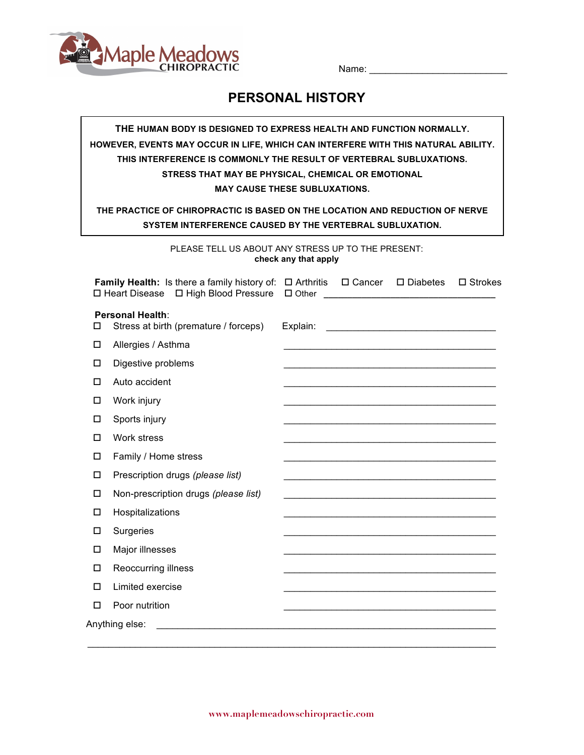Maple Meadows CHIROPRACTIC

Name: ___________________________

# PERSONAL HISTORY

**THE HUMAN BODY IS DESIGNED TO EXPRESS HEALTH AND FUNCTION NORMALLY. HOWEVER, EVENTS MAY OCCUR IN LIFE, WHICH CAN INTERFERE WITH THIS NATURAL ABILITY. THIS INTERFERENCE IS COMMONLY THE RESULT OF VERTEBRAL SUBLUXATIONS. STRESS THAT MAY BE PHYSICAL, CHEMICAL OR EMOTIONAL MAY CAUSE THESE SUBLUXATIONS.**

**THE PRACTICE OF CHIROPRACTIC IS BASED ON THE LOCATION AND REDUCTION OF NERVE SYSTEM INTERFERENCE CAUSED BY THE VERTEBRAL SUBLUXATION.**

PLEASE TELL US ABOUT ANY STRESS UP TO THE PRESENT:
**check any that apply**

**Family Health:** Is there a family history of: ☐ Arthritis ☐ Cancer ☐ Diabetes ☐ Strokes ☐ Heart Disease ☐ High Blood Pressure ☐ Other __________________________________

**Personal Health**:

- ☐ Stress at birth (premature / forceps) Explain: _________________________________
- ☐ Allergies / Asthma _________________________________
- ☐ Digestive problems _________________________________
- ☐ Auto accident _________________________________
- ☐ Work injury _________________________________
- ☐ Sports injury _________________________________
- ☐ Work stress _________________________________
- ☐ Family / Home stress _________________________________
- ☐ Prescription drugs *(please list)* _________________________________
- ☐ Non-prescription drugs *(please list)* _________________________________
- ☐ Hospitalizations _________________________________
- ☐ Surgeries _________________________________
- ☐ Major illnesses _________________________________
- ☐ Reoccurring illness _________________________________
- ☐ Limited exercise _________________________________
- ☐ Poor nutrition _________________________________

Anything else: _________________________________________________________________

_________________________________________________________________________

www.maplemeadowschiropractic.com